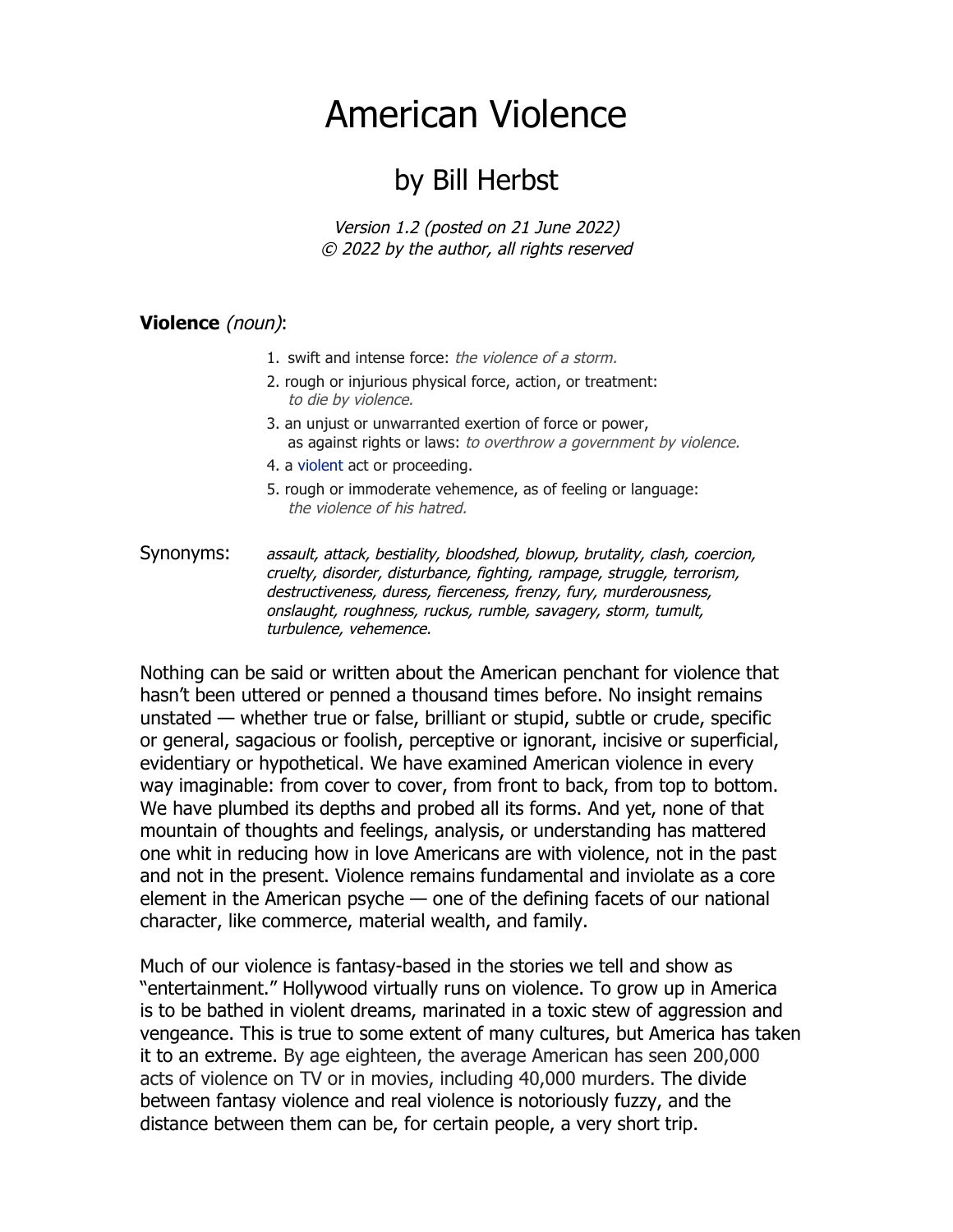# American Violence

## by Bill Herbst

*Version 1.2 (posted on 21 June 2022)*
*© 2022 by the author, all rights reserved*

**Violence** *(noun)*:

1. swift and intense force: *the violence of a storm.*
2. rough or injurious physical force, action, or treatment: *to die by violence.*
3. an unjust or unwarranted exertion of force or power, as against rights or laws: *to overthrow a government by violence.*
4. a violent act or proceeding.
5. rough or immoderate vehemence, as of feeling or language: *the violence of his hatred.*

Synonyms: *assault, attack, bestiality, bloodshed, blowup, brutality, clash, coercion, cruelty, disorder, disturbance, fighting, rampage, struggle, terrorism, destructiveness, duress, fierceness, frenzy, fury, murderousness, onslaught, roughness, ruckus, rumble, savagery, storm, tumult, turbulence, vehemence.*

Nothing can be said or written about the American penchant for violence that hasn't been uttered or penned a thousand times before. No insight remains unstated — whether true or false, brilliant or stupid, subtle or crude, specific or general, sagacious or foolish, perceptive or ignorant, incisive or superficial, evidentiary or hypothetical. We have examined American violence in every way imaginable: from cover to cover, from front to back, from top to bottom. We have plumbed its depths and probed all its forms. And yet, none of that mountain of thoughts and feelings, analysis, or understanding has mattered one whit in reducing how in love Americans are with violence, not in the past and not in the present. Violence remains fundamental and inviolate as a core element in the American psyche — one of the defining facets of our national character, like commerce, material wealth, and family.

Much of our violence is fantasy-based in the stories we tell and show as "entertainment." Hollywood virtually runs on violence. To grow up in America is to be bathed in violent dreams, marinated in a toxic stew of aggression and vengeance. This is true to some extent of many cultures, but America has taken it to an extreme. By age eighteen, the average American has seen 200,000 acts of violence on TV or in movies, including 40,000 murders. The divide between fantasy violence and real violence is notoriously fuzzy, and the distance between them can be, for certain people, a very short trip.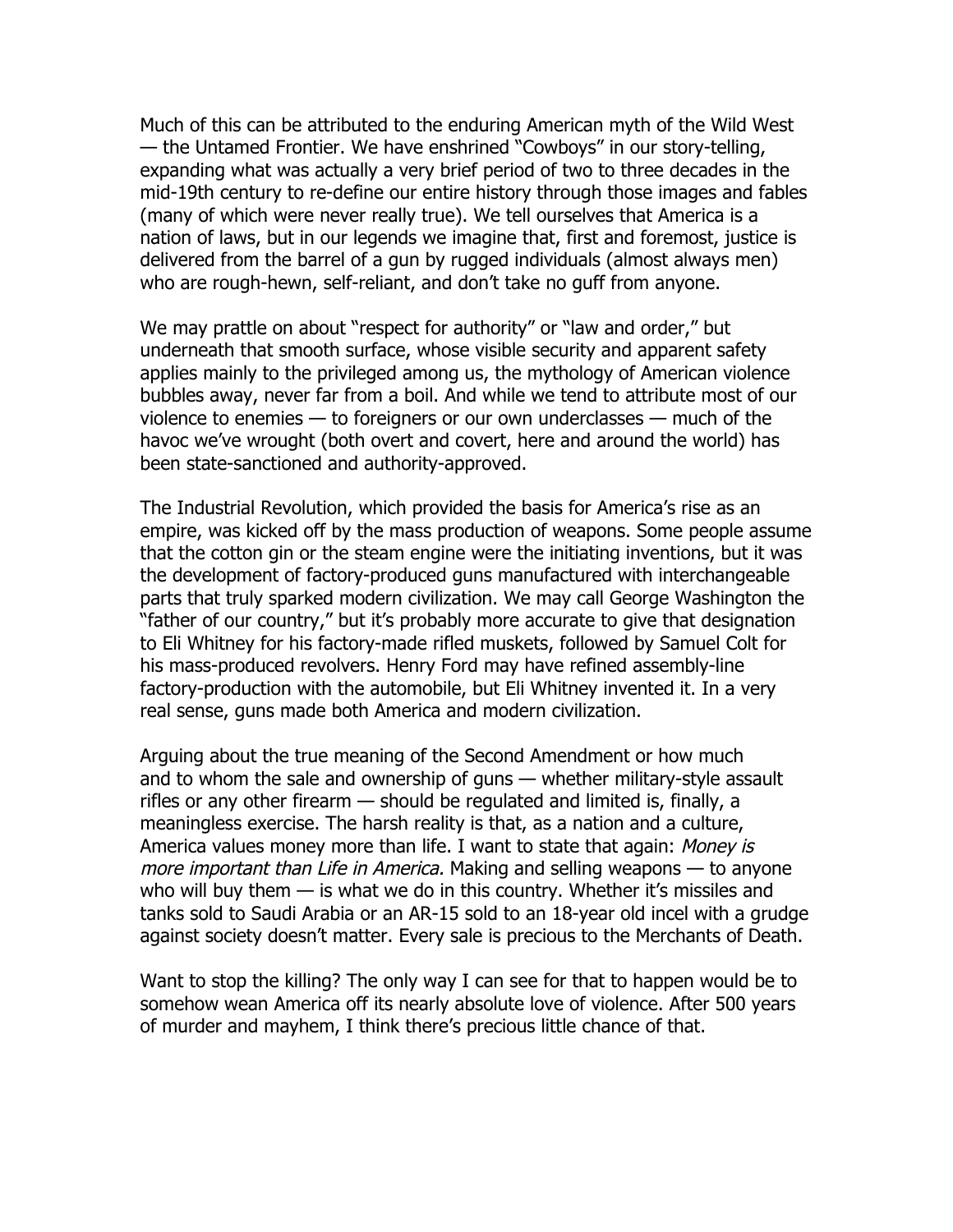Much of this can be attributed to the enduring American myth of the Wild West — the Untamed Frontier. We have enshrined "Cowboys" in our story-telling, expanding what was actually a very brief period of two to three decades in the mid-19th century to re-define our entire history through those images and fables (many of which were never really true). We tell ourselves that America is a nation of laws, but in our legends we imagine that, first and foremost, justice is delivered from the barrel of a gun by rugged individuals (almost always men) who are rough-hewn, self-reliant, and don't take no guff from anyone.

We may prattle on about "respect for authority" or "law and order," but underneath that smooth surface, whose visible security and apparent safety applies mainly to the privileged among us, the mythology of American violence bubbles away, never far from a boil. And while we tend to attribute most of our violence to enemies — to foreigners or our own underclasses — much of the havoc we've wrought (both overt and covert, here and around the world) has been state-sanctioned and authority-approved.

The Industrial Revolution, which provided the basis for America's rise as an empire, was kicked off by the mass production of weapons. Some people assume that the cotton gin or the steam engine were the initiating inventions, but it was the development of factory-produced guns manufactured with interchangeable parts that truly sparked modern civilization. We may call George Washington the "father of our country," but it's probably more accurate to give that designation to Eli Whitney for his factory-made rifled muskets, followed by Samuel Colt for his mass-produced revolvers. Henry Ford may have refined assembly-line factory-production with the automobile, but Eli Whitney invented it. In a very real sense, guns made both America and modern civilization.

Arguing about the true meaning of the Second Amendment or how much and to whom the sale and ownership of guns — whether military-style assault rifles or any other firearm — should be regulated and limited is, finally, a meaningless exercise. The harsh reality is that, as a nation and a culture, America values money more than life. I want to state that again: *Money is more important than Life in America.* Making and selling weapons — to anyone who will buy them — is what we do in this country. Whether it's missiles and tanks sold to Saudi Arabia or an AR-15 sold to an 18-year old incel with a grudge against society doesn't matter. Every sale is precious to the Merchants of Death.

Want to stop the killing? The only way I can see for that to happen would be to somehow wean America off its nearly absolute love of violence. After 500 years of murder and mayhem, I think there's precious little chance of that.